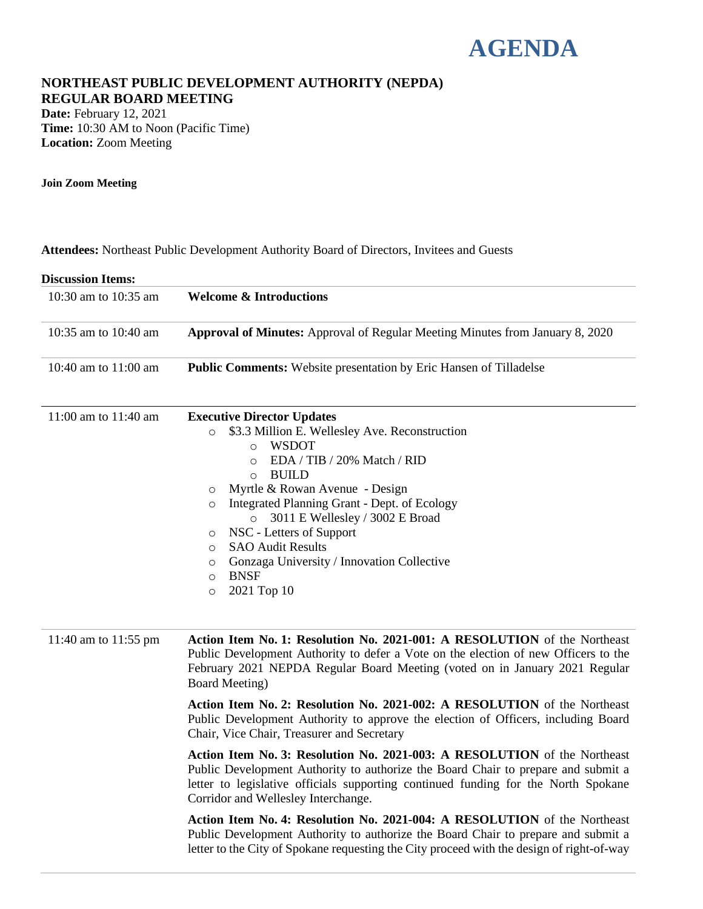# AGENDA

## NORTHEAST PUBLIC DEVELOPMENT AUTHORITY (NEPDA)
## REGULAR BOARD MEETING

**Date:** February 12, 2021
**Time:** 10:30 AM to Noon (Pacific Time)
**Location:** Zoom Meeting

**Join Zoom Meeting**

**Attendees:** Northeast Public Development Authority Board of Directors, Invitees and Guests

**Discussion Items:**

| | |
|---|---|
| 10:30 am to 10:35 am | **Welcome & Introductions** |
| 10:35 am to 10:40 am | **Approval of Minutes:** Approval of Regular Meeting Minutes from January 8, 2020 |
| 10:40 am to 11:00 am | **Public Comments:** Website presentation by Eric Hansen of Tilladelse |
| 11:00 am to 11:40 am | **Executive Director Updates**<br>○ $3.3 Million E. Wellesley Ave. Reconstruction<br>&nbsp;&nbsp;&nbsp;&nbsp;○ WSDOT<br>&nbsp;&nbsp;&nbsp;&nbsp;○ EDA / TIB / 20% Match / RID<br>&nbsp;&nbsp;&nbsp;&nbsp;○ BUILD<br>○ Myrtle & Rowan Avenue - Design<br>○ Integrated Planning Grant - Dept. of Ecology<br>&nbsp;&nbsp;&nbsp;&nbsp;○ 3011 E Wellesley / 3002 E Broad<br>○ NSC - Letters of Support<br>○ SAO Audit Results<br>○ Gonzaga University / Innovation Collective<br>○ BNSF<br>○ 2021 Top 10 |
| 11:40 am to 11:55 pm | **Action Item No. 1: Resolution No. 2021-001: A RESOLUTION** of the Northeast Public Development Authority to defer a Vote on the election of new Officers to the February 2021 NEPDA Regular Board Meeting (voted on in January 2021 Regular Board Meeting)<br><br>**Action Item No. 2: Resolution No. 2021-002: A RESOLUTION** of the Northeast Public Development Authority to approve the election of Officers, including Board Chair, Vice Chair, Treasurer and Secretary<br><br>**Action Item No. 3: Resolution No. 2021-003: A RESOLUTION** of the Northeast Public Development Authority to authorize the Board Chair to prepare and submit a letter to legislative officials supporting continued funding for the North Spokane Corridor and Wellesley Interchange.<br><br>**Action Item No. 4: Resolution No. 2021-004: A RESOLUTION** of the Northeast Public Development Authority to authorize the Board Chair to prepare and submit a letter to the City of Spokane requesting the City proceed with the design of right-of-way |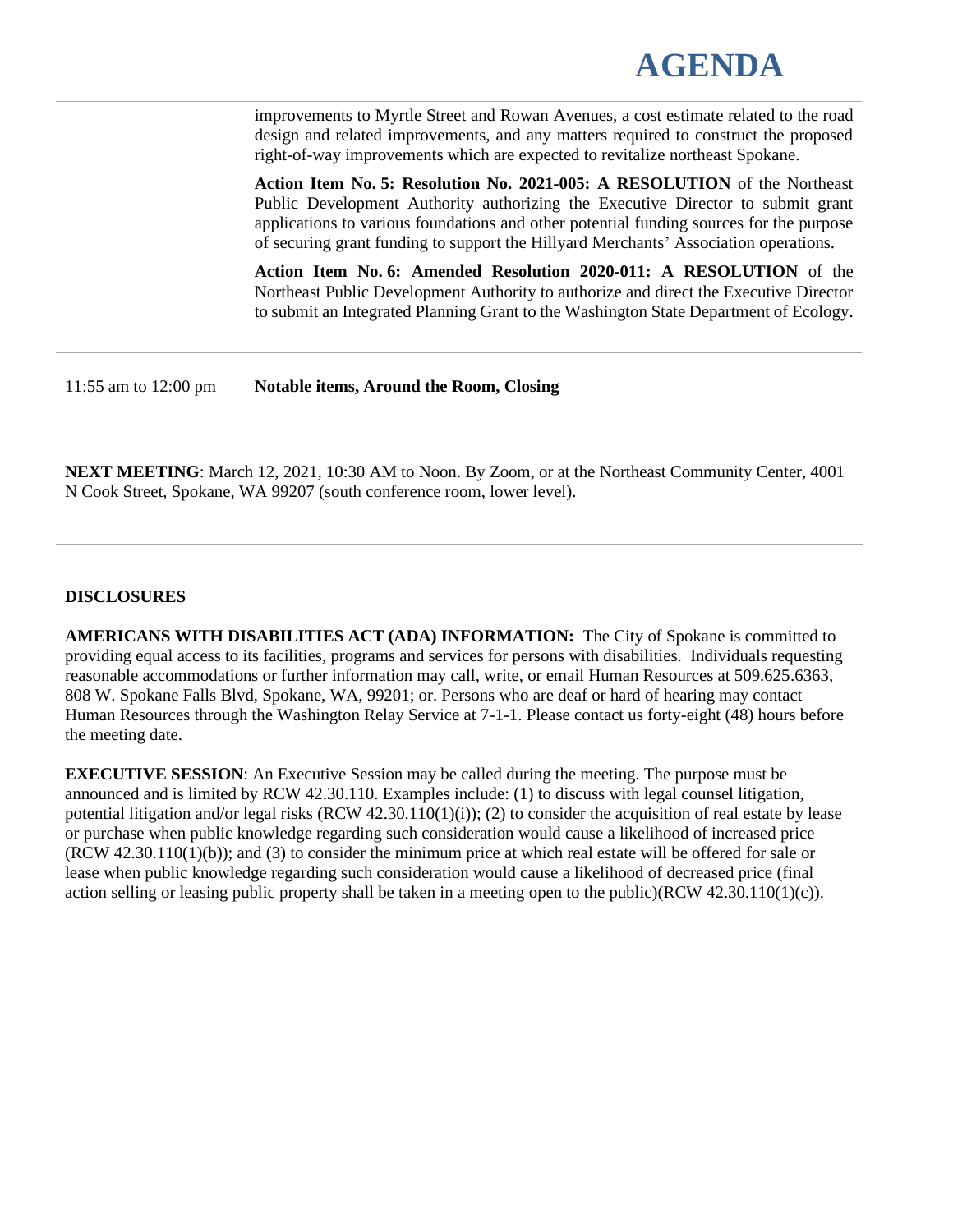improvements to Myrtle Street and Rowan Avenues, a cost estimate related to the road design and related improvements, and any matters required to construct the proposed right-of-way improvements which are expected to revitalize northeast Spokane.

**Action Item No. 5: Resolution No. 2021-005: A RESOLUTION** of the Northeast Public Development Authority authorizing the Executive Director to submit grant applications to various foundations and other potential funding sources for the purpose of securing grant funding to support the Hillyard Merchants' Association operations.

**Action Item No. 6: Amended Resolution 2020-011: A RESOLUTION** of the Northeast Public Development Authority to authorize and direct the Executive Director to submit an Integrated Planning Grant to the Washington State Department of Ecology.

11:55 am to 12:00 pm **Notable items, Around the Room, Closing**

**NEXT MEETING**: March 12, 2021, 10:30 AM to Noon. By Zoom, or at the Northeast Community Center, 4001 N Cook Street, Spokane, WA 99207 (south conference room, lower level).

**DISCLOSURES**

**AMERICANS WITH DISABILITIES ACT (ADA) INFORMATION:** The City of Spokane is committed to providing equal access to its facilities, programs and services for persons with disabilities. Individuals requesting reasonable accommodations or further information may call, write, or email Human Resources at 509.625.6363, 808 W. Spokane Falls Blvd, Spokane, WA, 99201; or. Persons who are deaf or hard of hearing may contact Human Resources through the Washington Relay Service at 7-1-1. Please contact us forty-eight (48) hours before the meeting date.

**EXECUTIVE SESSION**: An Executive Session may be called during the meeting. The purpose must be announced and is limited by RCW 42.30.110. Examples include: (1) to discuss with legal counsel litigation, potential litigation and/or legal risks (RCW 42.30.110(1)(i)); (2) to consider the acquisition of real estate by lease or purchase when public knowledge regarding such consideration would cause a likelihood of increased price (RCW 42.30.110(1)(b)); and (3) to consider the minimum price at which real estate will be offered for sale or lease when public knowledge regarding such consideration would cause a likelihood of decreased price (final action selling or leasing public property shall be taken in a meeting open to the public)(RCW 42.30.110(1)(c)).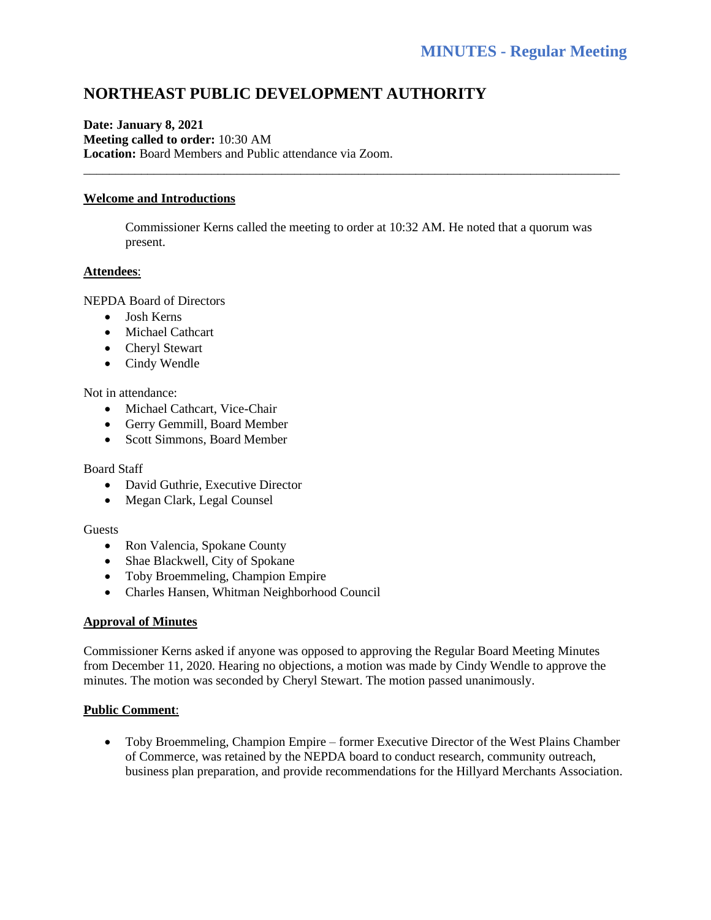MINUTES - Regular Meeting

# NORTHEAST PUBLIC DEVELOPMENT AUTHORITY

**Date: January 8, 2021**
**Meeting called to order:** 10:30 AM
**Location:** Board Members and Public attendance via Zoom.

---

**Welcome and Introductions**

Commissioner Kerns called the meeting to order at 10:32 AM. He noted that a quorum was present.

**Attendees**:

NEPDA Board of Directors

- Josh Kerns
- Michael Cathcart
- Cheryl Stewart
- Cindy Wendle

Not in attendance:

- Michael Cathcart, Vice-Chair
- Gerry Gemmill, Board Member
- Scott Simmons, Board Member

Board Staff

- David Guthrie, Executive Director
- Megan Clark, Legal Counsel

Guests

- Ron Valencia, Spokane County
- Shae Blackwell, City of Spokane
- Toby Broemmeling, Champion Empire
- Charles Hansen, Whitman Neighborhood Council

**Approval of Minutes**

Commissioner Kerns asked if anyone was opposed to approving the Regular Board Meeting Minutes from December 11, 2020. Hearing no objections, a motion was made by Cindy Wendle to approve the minutes. The motion was seconded by Cheryl Stewart. The motion passed unanimously.

**Public Comment**:

- Toby Broemmeling, Champion Empire – former Executive Director of the West Plains Chamber of Commerce, was retained by the NEPDA board to conduct research, community outreach, business plan preparation, and provide recommendations for the Hillyard Merchants Association.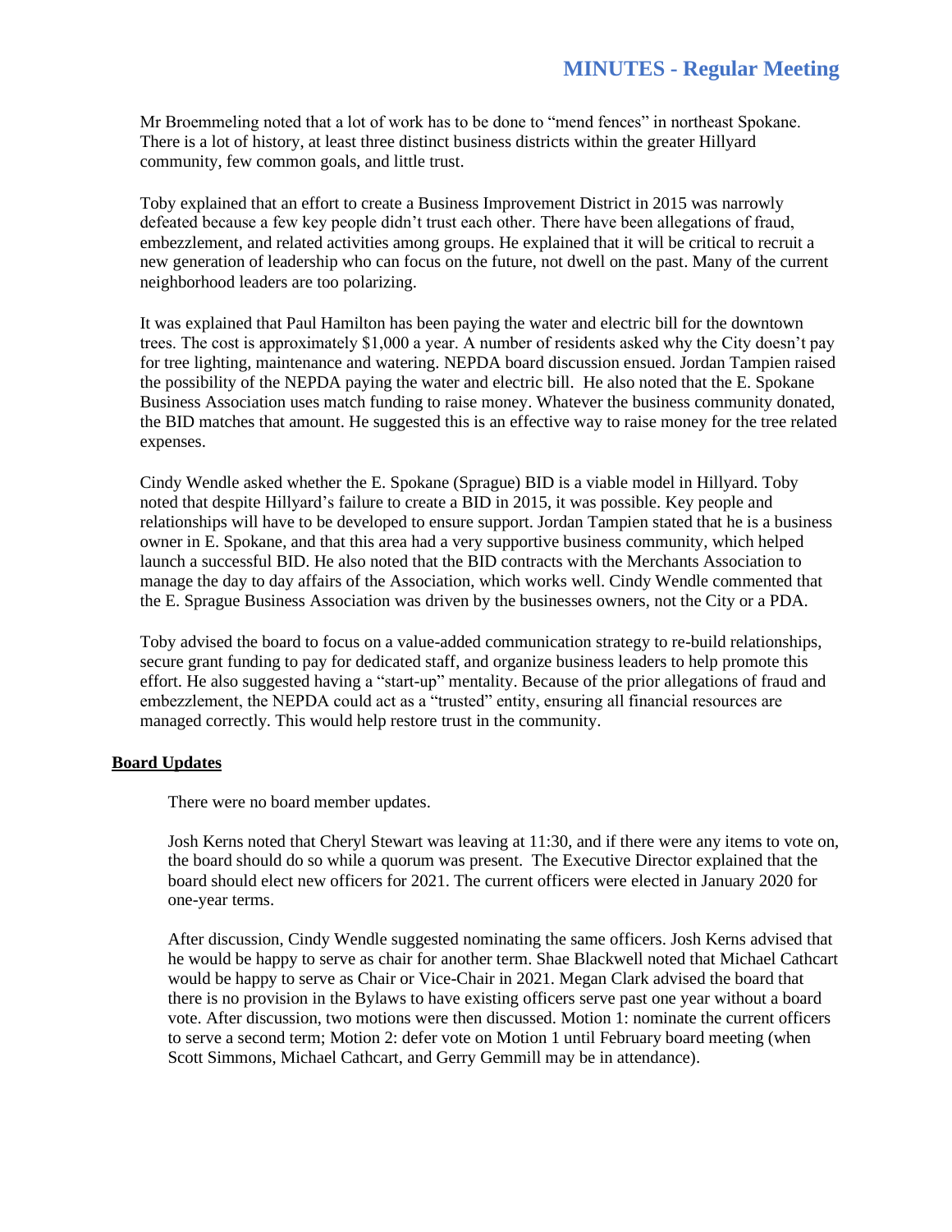Mr Broemmeling noted that a lot of work has to be done to "mend fences" in northeast Spokane. There is a lot of history, at least three distinct business districts within the greater Hillyard community, few common goals, and little trust.

Toby explained that an effort to create a Business Improvement District in 2015 was narrowly defeated because a few key people didn't trust each other. There have been allegations of fraud, embezzlement, and related activities among groups. He explained that it will be critical to recruit a new generation of leadership who can focus on the future, not dwell on the past. Many of the current neighborhood leaders are too polarizing.

It was explained that Paul Hamilton has been paying the water and electric bill for the downtown trees. The cost is approximately $1,000 a year. A number of residents asked why the City doesn't pay for tree lighting, maintenance and watering. NEPDA board discussion ensued. Jordan Tampien raised the possibility of the NEPDA paying the water and electric bill. He also noted that the E. Spokane Business Association uses match funding to raise money. Whatever the business community donated, the BID matches that amount. He suggested this is an effective way to raise money for the tree related expenses.

Cindy Wendle asked whether the E. Spokane (Sprague) BID is a viable model in Hillyard. Toby noted that despite Hillyard's failure to create a BID in 2015, it was possible. Key people and relationships will have to be developed to ensure support. Jordan Tampien stated that he is a business owner in E. Spokane, and that this area had a very supportive business community, which helped launch a successful BID. He also noted that the BID contracts with the Merchants Association to manage the day to day affairs of the Association, which works well. Cindy Wendle commented that the E. Sprague Business Association was driven by the businesses owners, not the City or a PDA.

Toby advised the board to focus on a value-added communication strategy to re-build relationships, secure grant funding to pay for dedicated staff, and organize business leaders to help promote this effort. He also suggested having a "start-up" mentality. Because of the prior allegations of fraud and embezzlement, the NEPDA could act as a "trusted" entity, ensuring all financial resources are managed correctly. This would help restore trust in the community.

**Board Updates**

There were no board member updates.

Josh Kerns noted that Cheryl Stewart was leaving at 11:30, and if there were any items to vote on, the board should do so while a quorum was present. The Executive Director explained that the board should elect new officers for 2021. The current officers were elected in January 2020 for one-year terms.

After discussion, Cindy Wendle suggested nominating the same officers. Josh Kerns advised that he would be happy to serve as chair for another term. Shae Blackwell noted that Michael Cathcart would be happy to serve as Chair or Vice-Chair in 2021. Megan Clark advised the board that there is no provision in the Bylaws to have existing officers serve past one year without a board vote. After discussion, two motions were then discussed. Motion 1: nominate the current officers to serve a second term; Motion 2: defer vote on Motion 1 until February board meeting (when Scott Simmons, Michael Cathcart, and Gerry Gemmill may be in attendance).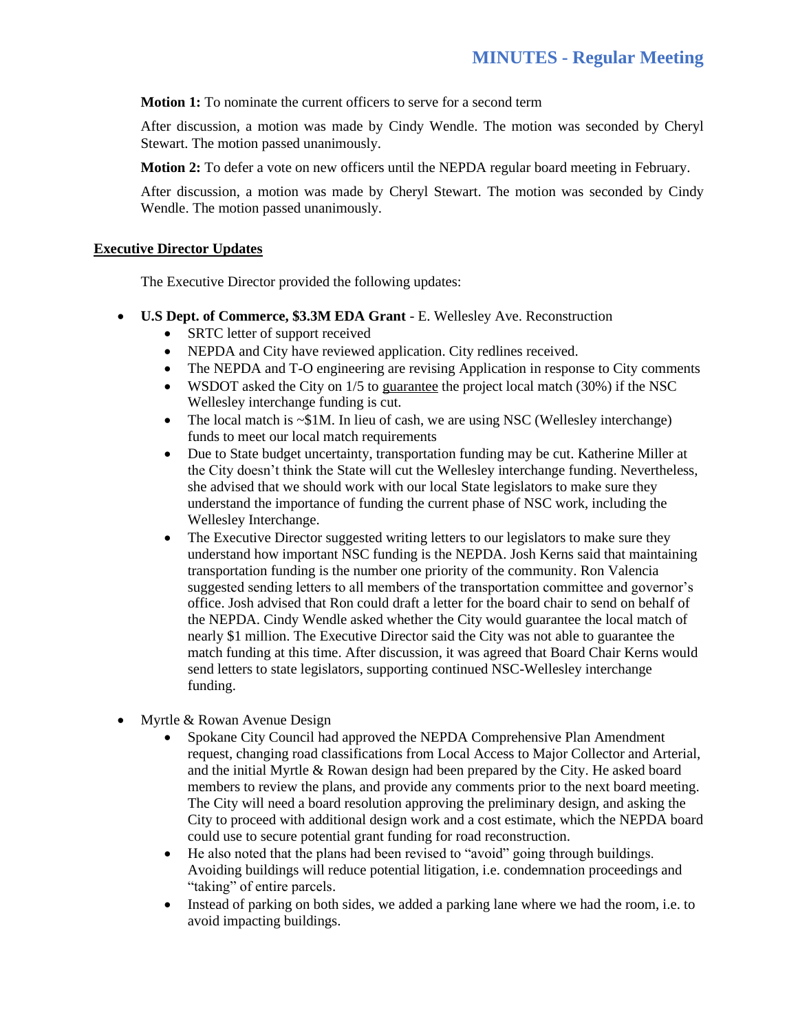**Motion 1:** To nominate the current officers to serve for a second term

After discussion, a motion was made by Cindy Wendle. The motion was seconded by Cheryl Stewart. The motion passed unanimously.

**Motion 2:** To defer a vote on new officers until the NEPDA regular board meeting in February.

After discussion, a motion was made by Cheryl Stewart. The motion was seconded by Cindy Wendle. The motion passed unanimously.

## Executive Director Updates

The Executive Director provided the following updates:

- **U.S Dept. of Commerce, $3.3M EDA Grant** - E. Wellesley Ave. Reconstruction
  - SRTC letter of support received
  - NEPDA and City have reviewed application. City redlines received.
  - The NEPDA and T-O engineering are revising Application in response to City comments
  - WSDOT asked the City on 1/5 to guarantee the project local match (30%) if the NSC Wellesley interchange funding is cut.
  - The local match is ~$1M. In lieu of cash, we are using NSC (Wellesley interchange) funds to meet our local match requirements
  - Due to State budget uncertainty, transportation funding may be cut. Katherine Miller at the City doesn't think the State will cut the Wellesley interchange funding. Nevertheless, she advised that we should work with our local State legislators to make sure they understand the importance of funding the current phase of NSC work, including the Wellesley Interchange.
  - The Executive Director suggested writing letters to our legislators to make sure they understand how important NSC funding is the NEPDA. Josh Kerns said that maintaining transportation funding is the number one priority of the community. Ron Valencia suggested sending letters to all members of the transportation committee and governor's office. Josh advised that Ron could draft a letter for the board chair to send on behalf of the NEPDA. Cindy Wendle asked whether the City would guarantee the local match of nearly $1 million. The Executive Director said the City was not able to guarantee the match funding at this time. After discussion, it was agreed that Board Chair Kerns would send letters to state legislators, supporting continued NSC-Wellesley interchange funding.

- Myrtle & Rowan Avenue Design
  - Spokane City Council had approved the NEPDA Comprehensive Plan Amendment request, changing road classifications from Local Access to Major Collector and Arterial, and the initial Myrtle & Rowan design had been prepared by the City. He asked board members to review the plans, and provide any comments prior to the next board meeting. The City will need a board resolution approving the preliminary design, and asking the City to proceed with additional design work and a cost estimate, which the NEPDA board could use to secure potential grant funding for road reconstruction.
  - He also noted that the plans had been revised to "avoid" going through buildings. Avoiding buildings will reduce potential litigation, i.e. condemnation proceedings and "taking" of entire parcels.
  - Instead of parking on both sides, we added a parking lane where we had the room, i.e. to avoid impacting buildings.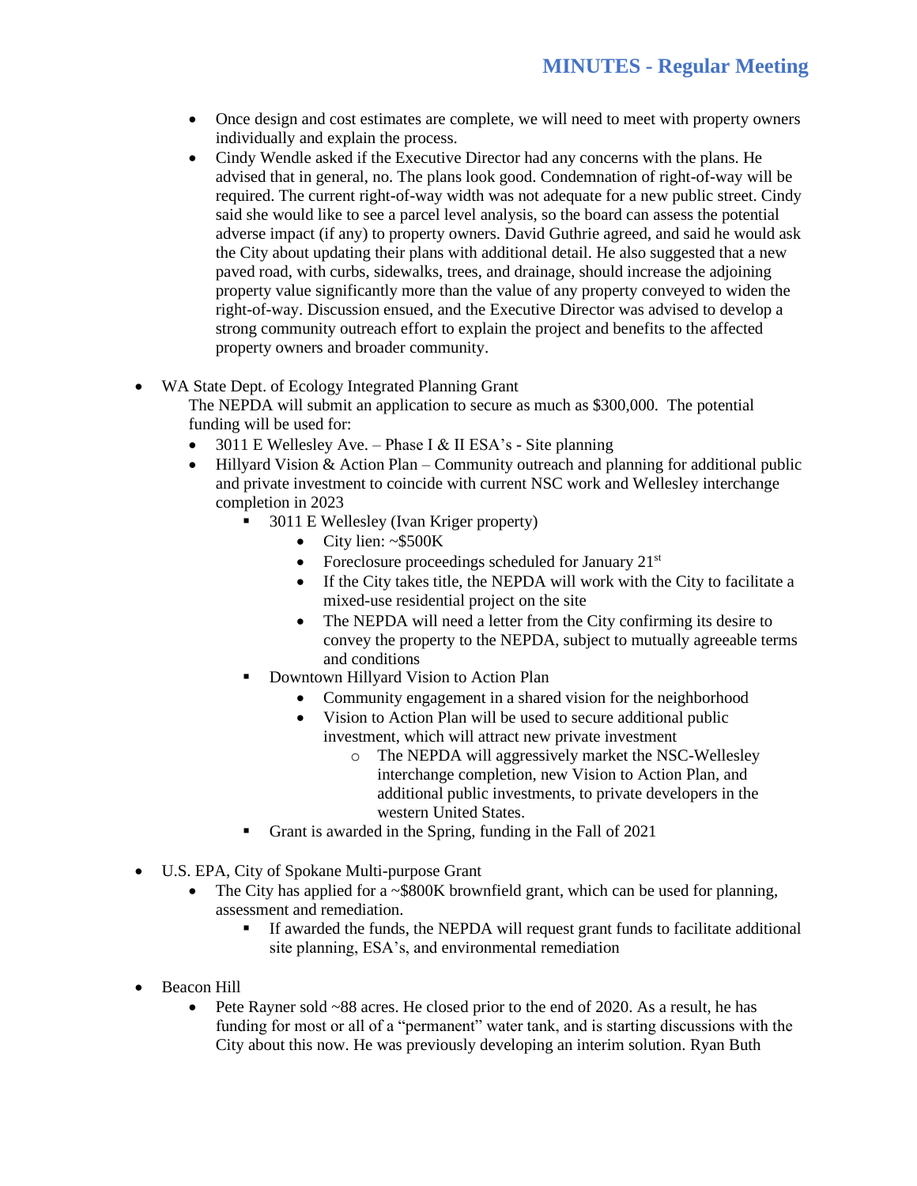- Once design and cost estimates are complete, we will need to meet with property owners individually and explain the process.
- Cindy Wendle asked if the Executive Director had any concerns with the plans. He advised that in general, no. The plans look good. Condemnation of right-of-way will be required. The current right-of-way width was not adequate for a new public street. Cindy said she would like to see a parcel level analysis, so the board can assess the potential adverse impact (if any) to property owners. David Guthrie agreed, and said he would ask the City about updating their plans with additional detail. He also suggested that a new paved road, with curbs, sidewalks, trees, and drainage, should increase the adjoining property value significantly more than the value of any property conveyed to widen the right-of-way. Discussion ensued, and the Executive Director was advised to develop a strong community outreach effort to explain the project and benefits to the affected property owners and broader community.

- WA State Dept. of Ecology Integrated Planning Grant
  The NEPDA will submit an application to secure as much as $300,000. The potential funding will be used for:
  - 3011 E Wellesley Ave. – Phase I & II ESA's - Site planning
  - Hillyard Vision & Action Plan – Community outreach and planning for additional public and private investment to coincide with current NSC work and Wellesley interchange completion in 2023
    - 3011 E Wellesley (Ivan Kriger property)
      - City lien: ~$500K
      - Foreclosure proceedings scheduled for January 21st
      - If the City takes title, the NEPDA will work with the City to facilitate a mixed-use residential project on the site
      - The NEPDA will need a letter from the City confirming its desire to convey the property to the NEPDA, subject to mutually agreeable terms and conditions
    - Downtown Hillyard Vision to Action Plan
      - Community engagement in a shared vision for the neighborhood
      - Vision to Action Plan will be used to secure additional public investment, which will attract new private investment
        - The NEPDA will aggressively market the NSC-Wellesley interchange completion, new Vision to Action Plan, and additional public investments, to private developers in the western United States.
    - Grant is awarded in the Spring, funding in the Fall of 2021

- U.S. EPA, City of Spokane Multi-purpose Grant
  - The City has applied for a ~$800K brownfield grant, which can be used for planning, assessment and remediation.
    - If awarded the funds, the NEPDA will request grant funds to facilitate additional site planning, ESA's, and environmental remediation

- Beacon Hill
  - Pete Rayner sold ~88 acres. He closed prior to the end of 2020. As a result, he has funding for most or all of a "permanent" water tank, and is starting discussions with the City about this now. He was previously developing an interim solution. Ryan Buth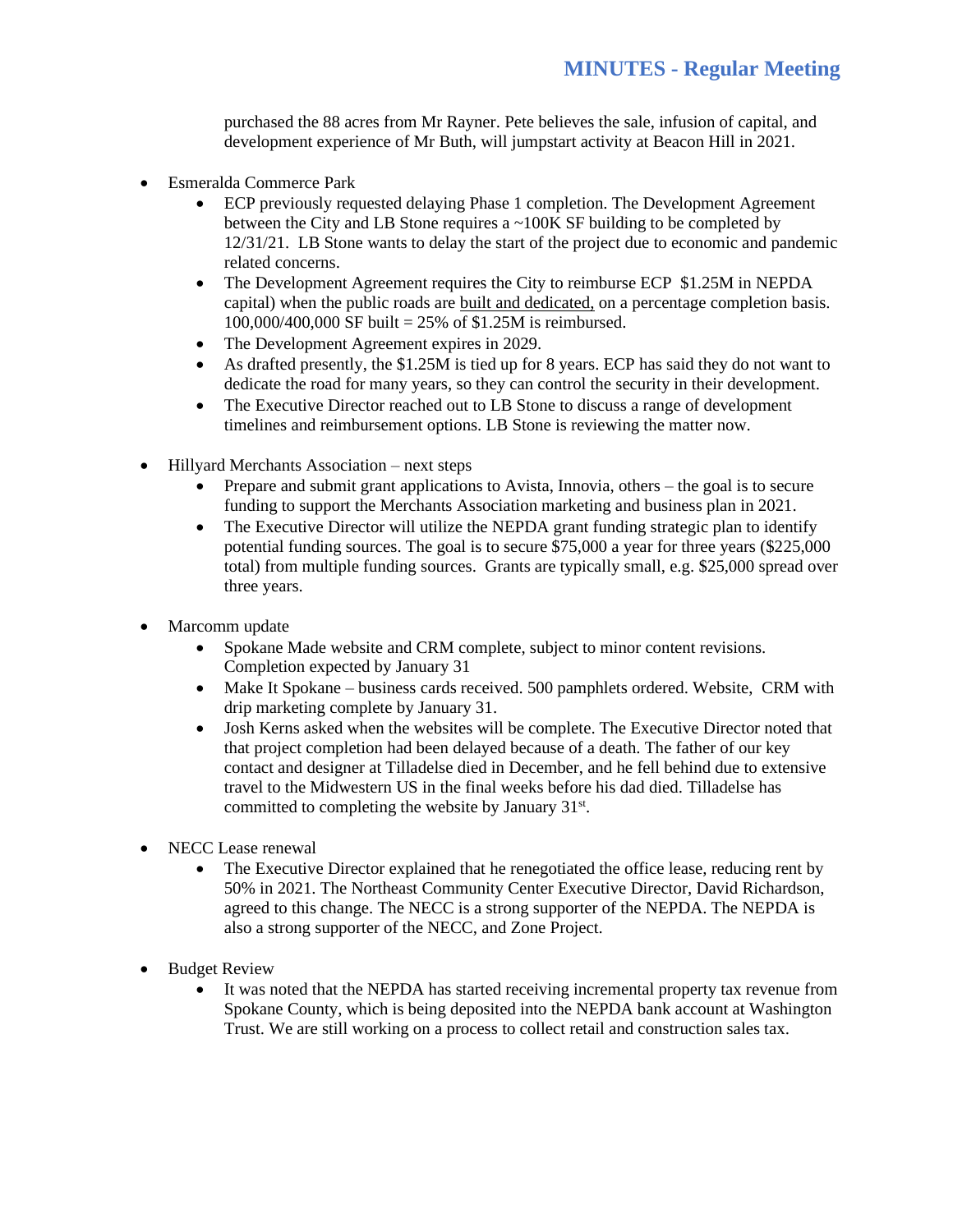purchased the 88 acres from Mr Rayner. Pete believes the sale, infusion of capital, and development experience of Mr Buth, will jumpstart activity at Beacon Hill in 2021.

- Esmeralda Commerce Park
    - ECP previously requested delaying Phase 1 completion. The Development Agreement between the City and LB Stone requires a ~100K SF building to be completed by 12/31/21. LB Stone wants to delay the start of the project due to economic and pandemic related concerns.
    - The Development Agreement requires the City to reimburse ECP $1.25M in NEPDA capital) when the public roads are <u>built and dedicated,</u> on a percentage completion basis. 100,000/400,000 SF built = 25% of $1.25M is reimbursed.
    - The Development Agreement expires in 2029.
    - As drafted presently, the $1.25M is tied up for 8 years. ECP has said they do not want to dedicate the road for many years, so they can control the security in their development.
    - The Executive Director reached out to LB Stone to discuss a range of development timelines and reimbursement options. LB Stone is reviewing the matter now.

- Hillyard Merchants Association – next steps
    - Prepare and submit grant applications to Avista, Innovia, others – the goal is to secure funding to support the Merchants Association marketing and business plan in 2021.
    - The Executive Director will utilize the NEPDA grant funding strategic plan to identify potential funding sources. The goal is to secure $75,000 a year for three years ($225,000 total) from multiple funding sources. Grants are typically small, e.g. $25,000 spread over three years.

- Marcomm update
    - Spokane Made website and CRM complete, subject to minor content revisions. Completion expected by January 31
    - Make It Spokane – business cards received. 500 pamphlets ordered. Website, CRM with drip marketing complete by January 31.
    - Josh Kerns asked when the websites will be complete. The Executive Director noted that that project completion had been delayed because of a death. The father of our key contact and designer at Tilladelse died in December, and he fell behind due to extensive travel to the Midwestern US in the final weeks before his dad died. Tilladelse has committed to completing the website by January 31st.

- NECC Lease renewal
    - The Executive Director explained that he renegotiated the office lease, reducing rent by 50% in 2021. The Northeast Community Center Executive Director, David Richardson, agreed to this change. The NECC is a strong supporter of the NEPDA. The NEPDA is also a strong supporter of the NECC, and Zone Project.

- Budget Review
    - It was noted that the NEPDA has started receiving incremental property tax revenue from Spokane County, which is being deposited into the NEPDA bank account at Washington Trust. We are still working on a process to collect retail and construction sales tax.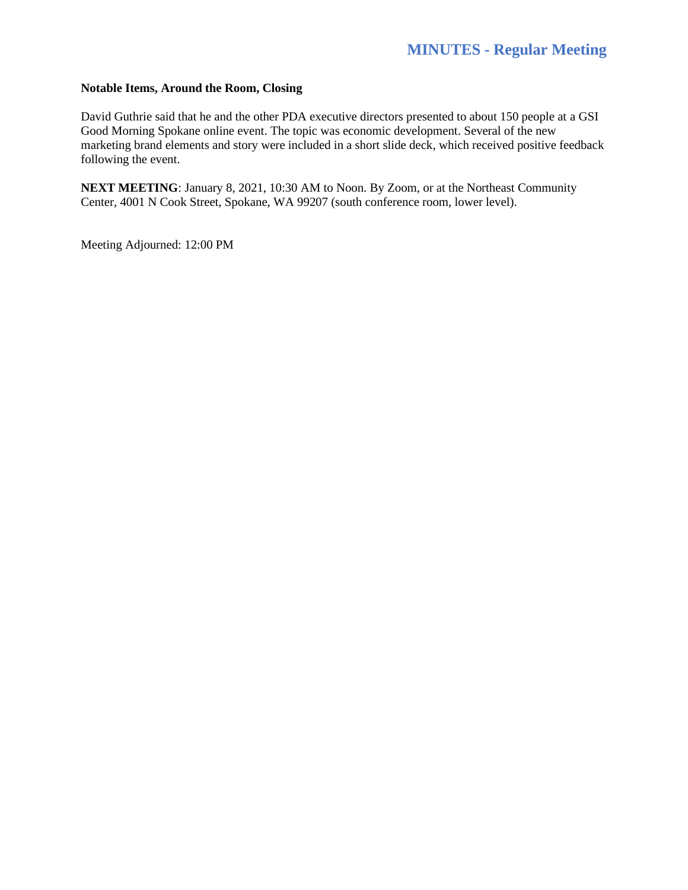**Notable Items, Around the Room, Closing**

David Guthrie said that he and the other PDA executive directors presented to about 150 people at a GSI Good Morning Spokane online event. The topic was economic development. Several of the new marketing brand elements and story were included in a short slide deck, which received positive feedback following the event.

**NEXT MEETING**: January 8, 2021, 10:30 AM to Noon. By Zoom, or at the Northeast Community Center, 4001 N Cook Street, Spokane, WA 99207 (south conference room, lower level).

Meeting Adjourned: 12:00 PM